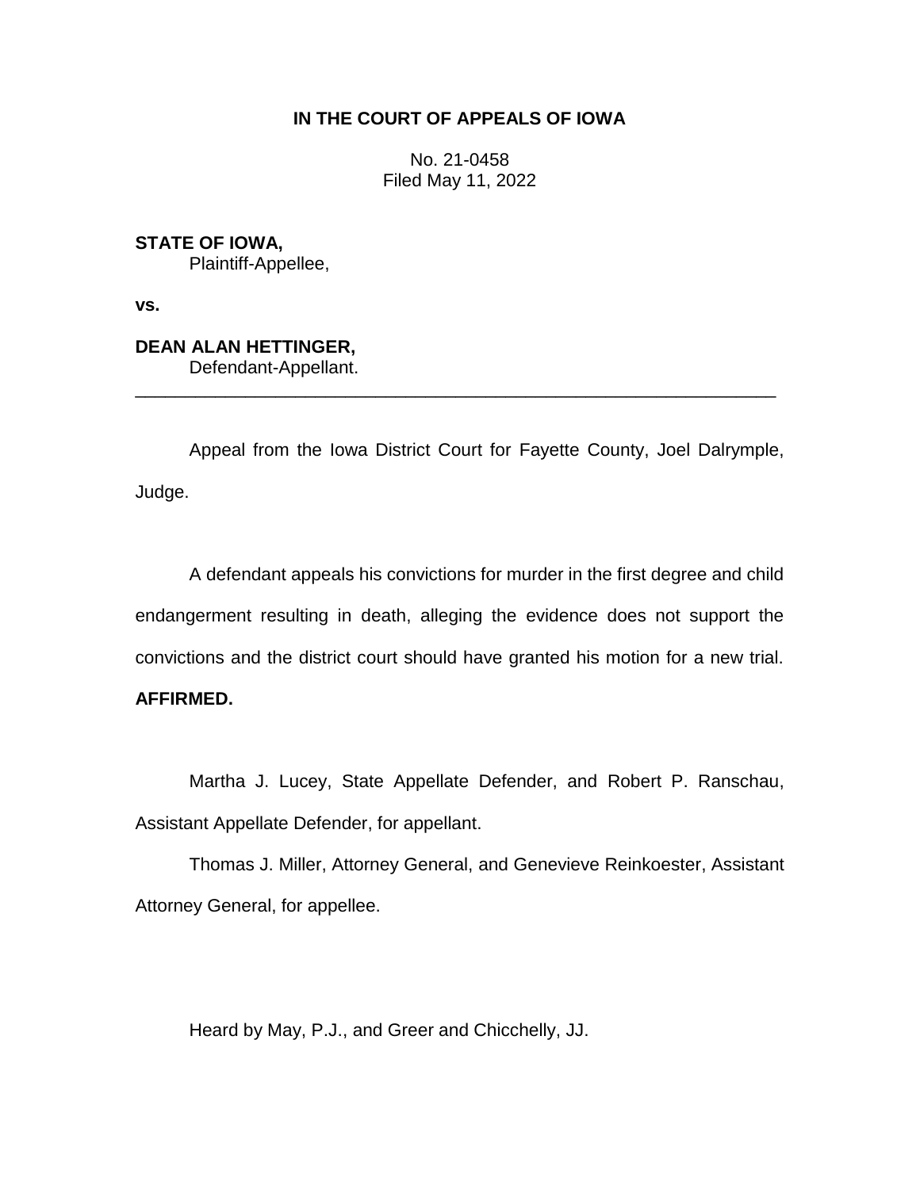**IN THE COURT OF APPEALS OF IOWA**

No. 21-0458
Filed May 11, 2022

**STATE OF IOWA,**
Plaintiff-Appellee,

**vs.**

**DEAN ALAN HETTINGER,**
Defendant-Appellant.

---

Appeal from the Iowa District Court for Fayette County, Joel Dalrymple, Judge.

A defendant appeals his convictions for murder in the first degree and child endangerment resulting in death, alleging the evidence does not support the convictions and the district court should have granted his motion for a new trial. **AFFIRMED.**

Martha J. Lucey, State Appellate Defender, and Robert P. Ranschau, Assistant Appellate Defender, for appellant.

Thomas J. Miller, Attorney General, and Genevieve Reinkoester, Assistant Attorney General, for appellee.

Heard by May, P.J., and Greer and Chicchelly, JJ.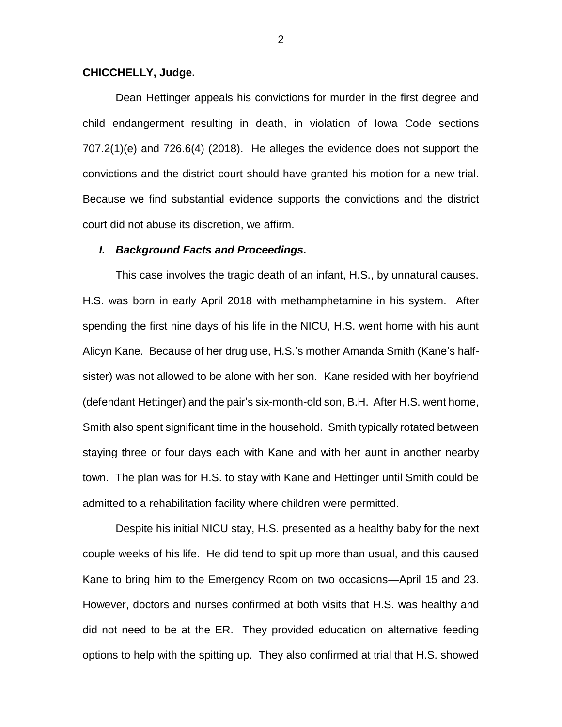**CHICCHELLY, Judge.**

Dean Hettinger appeals his convictions for murder in the first degree and child endangerment resulting in death, in violation of Iowa Code sections 707.2(1)(e) and 726.6(4) (2018). He alleges the evidence does not support the convictions and the district court should have granted his motion for a new trial. Because we find substantial evidence supports the convictions and the district court did not abuse its discretion, we affirm.

## ***I. Background Facts and Proceedings.***

This case involves the tragic death of an infant, H.S., by unnatural causes. H.S. was born in early April 2018 with methamphetamine in his system. After spending the first nine days of his life in the NICU, H.S. went home with his aunt Alicyn Kane. Because of her drug use, H.S.'s mother Amanda Smith (Kane's half-sister) was not allowed to be alone with her son. Kane resided with her boyfriend (defendant Hettinger) and the pair's six-month-old son, B.H. After H.S. went home, Smith also spent significant time in the household. Smith typically rotated between staying three or four days each with Kane and with her aunt in another nearby town. The plan was for H.S. to stay with Kane and Hettinger until Smith could be admitted to a rehabilitation facility where children were permitted.

Despite his initial NICU stay, H.S. presented as a healthy baby for the next couple weeks of his life. He did tend to spit up more than usual, and this caused Kane to bring him to the Emergency Room on two occasions—April 15 and 23. However, doctors and nurses confirmed at both visits that H.S. was healthy and did not need to be at the ER. They provided education on alternative feeding options to help with the spitting up. They also confirmed at trial that H.S. showed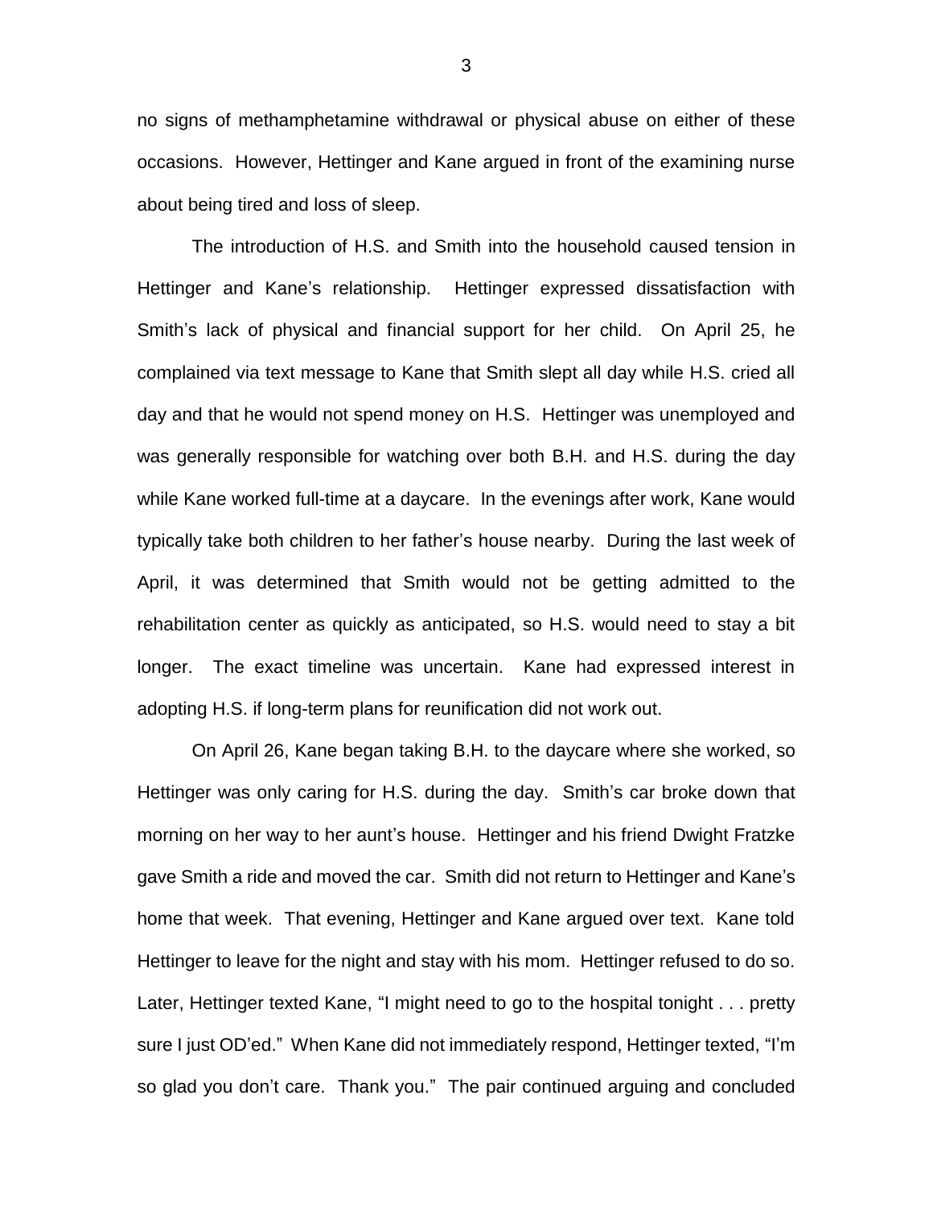no signs of methamphetamine withdrawal or physical abuse on either of these occasions. However, Hettinger and Kane argued in front of the examining nurse about being tired and loss of sleep.

The introduction of H.S. and Smith into the household caused tension in Hettinger and Kane's relationship. Hettinger expressed dissatisfaction with Smith's lack of physical and financial support for her child. On April 25, he complained via text message to Kane that Smith slept all day while H.S. cried all day and that he would not spend money on H.S. Hettinger was unemployed and was generally responsible for watching over both B.H. and H.S. during the day while Kane worked full-time at a daycare. In the evenings after work, Kane would typically take both children to her father's house nearby. During the last week of April, it was determined that Smith would not be getting admitted to the rehabilitation center as quickly as anticipated, so H.S. would need to stay a bit longer. The exact timeline was uncertain. Kane had expressed interest in adopting H.S. if long-term plans for reunification did not work out.

On April 26, Kane began taking B.H. to the daycare where she worked, so Hettinger was only caring for H.S. during the day. Smith's car broke down that morning on her way to her aunt's house. Hettinger and his friend Dwight Fratzke gave Smith a ride and moved the car. Smith did not return to Hettinger and Kane's home that week. That evening, Hettinger and Kane argued over text. Kane told Hettinger to leave for the night and stay with his mom. Hettinger refused to do so. Later, Hettinger texted Kane, "I might need to go to the hospital tonight . . . pretty sure I just OD'ed." When Kane did not immediately respond, Hettinger texted, "I'm so glad you don't care. Thank you." The pair continued arguing and concluded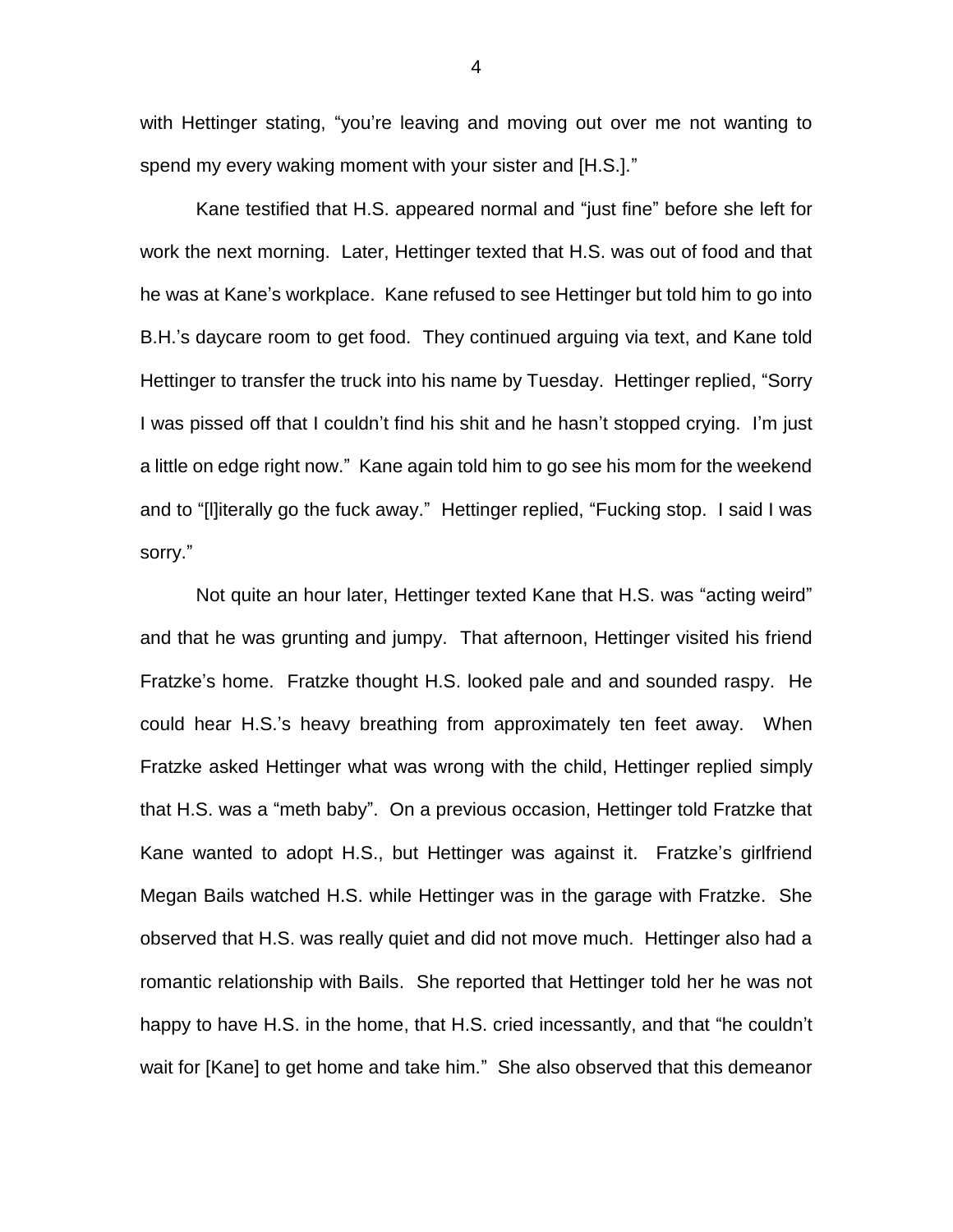with Hettinger stating, "you're leaving and moving out over me not wanting to spend my every waking moment with your sister and [H.S.]."

Kane testified that H.S. appeared normal and "just fine" before she left for work the next morning. Later, Hettinger texted that H.S. was out of food and that he was at Kane's workplace. Kane refused to see Hettinger but told him to go into B.H.'s daycare room to get food. They continued arguing via text, and Kane told Hettinger to transfer the truck into his name by Tuesday. Hettinger replied, "Sorry I was pissed off that I couldn't find his shit and he hasn't stopped crying. I'm just a little on edge right now." Kane again told him to go see his mom for the weekend and to "[l]iterally go the fuck away." Hettinger replied, "Fucking stop. I said I was sorry."

Not quite an hour later, Hettinger texted Kane that H.S. was "acting weird" and that he was grunting and jumpy. That afternoon, Hettinger visited his friend Fratzke's home. Fratzke thought H.S. looked pale and and sounded raspy. He could hear H.S.'s heavy breathing from approximately ten feet away. When Fratzke asked Hettinger what was wrong with the child, Hettinger replied simply that H.S. was a "meth baby". On a previous occasion, Hettinger told Fratzke that Kane wanted to adopt H.S., but Hettinger was against it. Fratzke's girlfriend Megan Bails watched H.S. while Hettinger was in the garage with Fratzke. She observed that H.S. was really quiet and did not move much. Hettinger also had a romantic relationship with Bails. She reported that Hettinger told her he was not happy to have H.S. in the home, that H.S. cried incessantly, and that "he couldn't wait for [Kane] to get home and take him." She also observed that this demeanor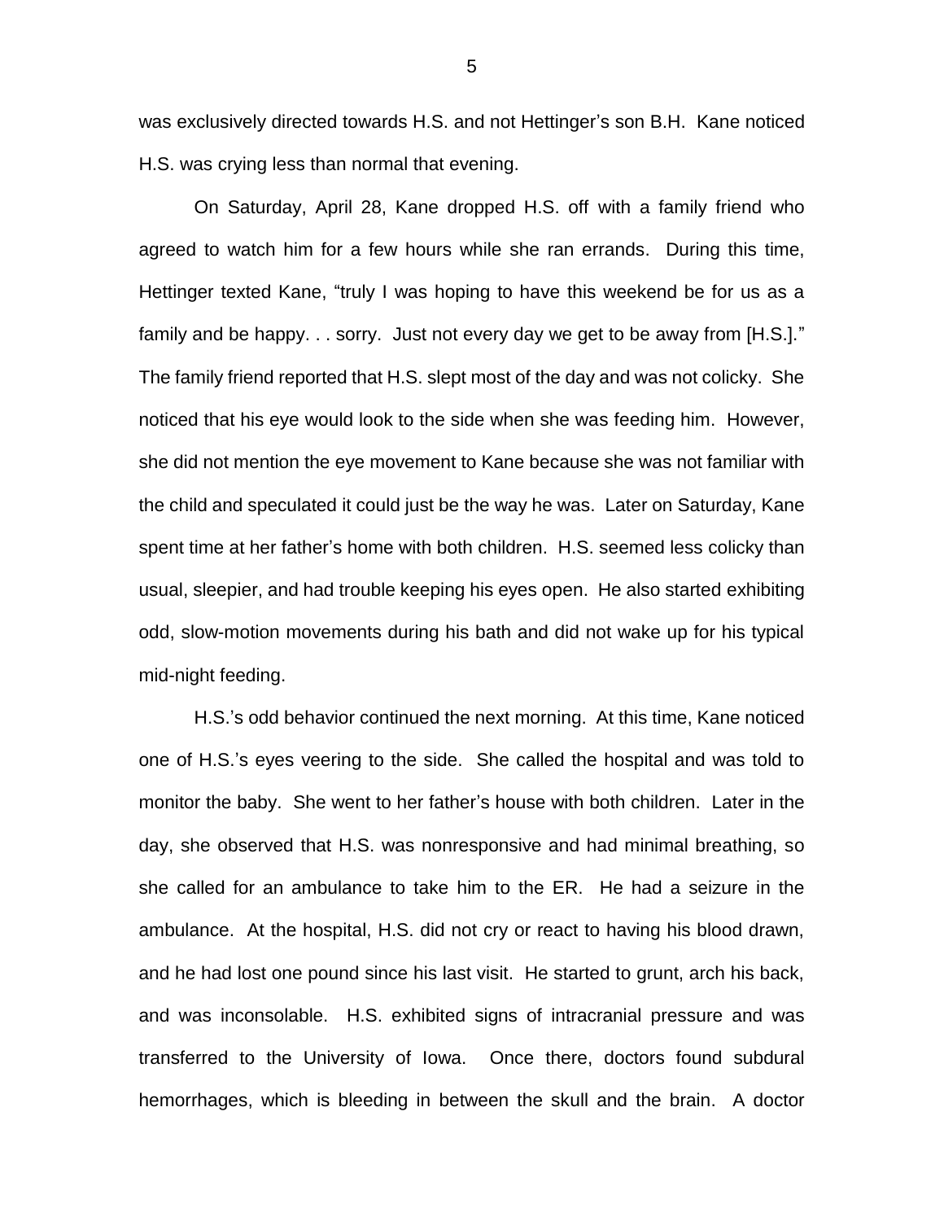was exclusively directed towards H.S. and not Hettinger's son B.H. Kane noticed H.S. was crying less than normal that evening.

On Saturday, April 28, Kane dropped H.S. off with a family friend who agreed to watch him for a few hours while she ran errands. During this time, Hettinger texted Kane, "truly I was hoping to have this weekend be for us as a family and be happy. . . sorry. Just not every day we get to be away from [H.S.]." The family friend reported that H.S. slept most of the day and was not colicky. She noticed that his eye would look to the side when she was feeding him. However, she did not mention the eye movement to Kane because she was not familiar with the child and speculated it could just be the way he was. Later on Saturday, Kane spent time at her father's home with both children. H.S. seemed less colicky than usual, sleepier, and had trouble keeping his eyes open. He also started exhibiting odd, slow-motion movements during his bath and did not wake up for his typical mid-night feeding.

H.S.'s odd behavior continued the next morning. At this time, Kane noticed one of H.S.'s eyes veering to the side. She called the hospital and was told to monitor the baby. She went to her father's house with both children. Later in the day, she observed that H.S. was nonresponsive and had minimal breathing, so she called for an ambulance to take him to the ER. He had a seizure in the ambulance. At the hospital, H.S. did not cry or react to having his blood drawn, and he had lost one pound since his last visit. He started to grunt, arch his back, and was inconsolable. H.S. exhibited signs of intracranial pressure and was transferred to the University of Iowa. Once there, doctors found subdural hemorrhages, which is bleeding in between the skull and the brain. A doctor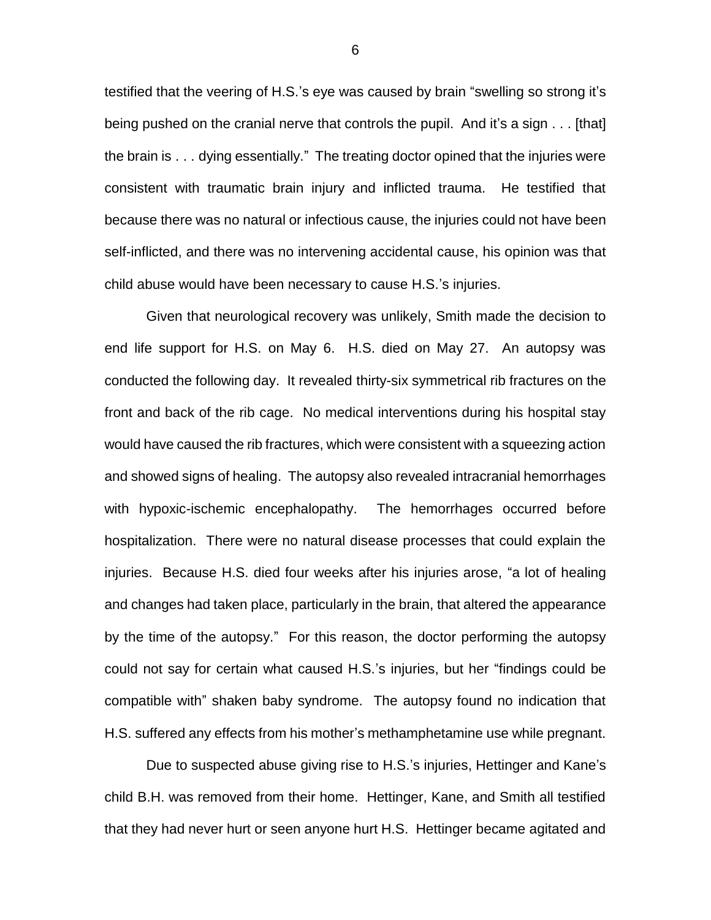testified that the veering of H.S.'s eye was caused by brain "swelling so strong it's being pushed on the cranial nerve that controls the pupil. And it's a sign . . . [that] the brain is . . . dying essentially." The treating doctor opined that the injuries were consistent with traumatic brain injury and inflicted trauma. He testified that because there was no natural or infectious cause, the injuries could not have been self-inflicted, and there was no intervening accidental cause, his opinion was that child abuse would have been necessary to cause H.S.'s injuries.

Given that neurological recovery was unlikely, Smith made the decision to end life support for H.S. on May 6. H.S. died on May 27. An autopsy was conducted the following day. It revealed thirty-six symmetrical rib fractures on the front and back of the rib cage. No medical interventions during his hospital stay would have caused the rib fractures, which were consistent with a squeezing action and showed signs of healing. The autopsy also revealed intracranial hemorrhages with hypoxic-ischemic encephalopathy. The hemorrhages occurred before hospitalization. There were no natural disease processes that could explain the injuries. Because H.S. died four weeks after his injuries arose, "a lot of healing and changes had taken place, particularly in the brain, that altered the appearance by the time of the autopsy." For this reason, the doctor performing the autopsy could not say for certain what caused H.S.'s injuries, but her "findings could be compatible with" shaken baby syndrome. The autopsy found no indication that H.S. suffered any effects from his mother's methamphetamine use while pregnant.

Due to suspected abuse giving rise to H.S.'s injuries, Hettinger and Kane's child B.H. was removed from their home. Hettinger, Kane, and Smith all testified that they had never hurt or seen anyone hurt H.S. Hettinger became agitated and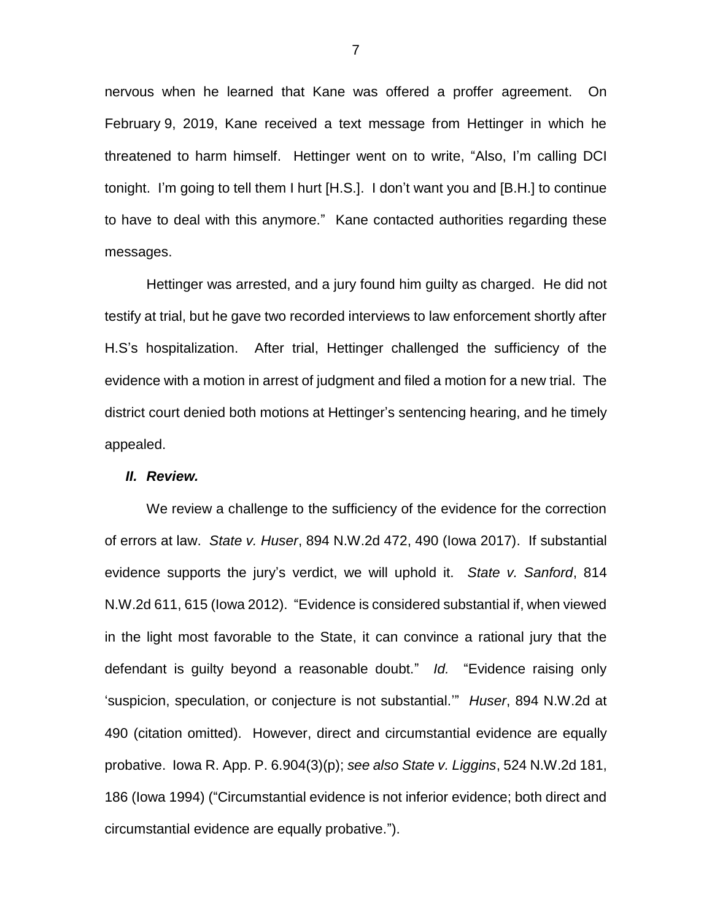nervous when he learned that Kane was offered a proffer agreement. On February 9, 2019, Kane received a text message from Hettinger in which he threatened to harm himself. Hettinger went on to write, "Also, I'm calling DCI tonight. I'm going to tell them I hurt [H.S.]. I don't want you and [B.H.] to continue to have to deal with this anymore." Kane contacted authorities regarding these messages.

Hettinger was arrested, and a jury found him guilty as charged. He did not testify at trial, but he gave two recorded interviews to law enforcement shortly after H.S's hospitalization. After trial, Hettinger challenged the sufficiency of the evidence with a motion in arrest of judgment and filed a motion for a new trial. The district court denied both motions at Hettinger's sentencing hearing, and he timely appealed.

### ***II. Review.***

We review a challenge to the sufficiency of the evidence for the correction of errors at law. *State v. Huser*, 894 N.W.2d 472, 490 (Iowa 2017). If substantial evidence supports the jury's verdict, we will uphold it. *State v. Sanford*, 814 N.W.2d 611, 615 (Iowa 2012). "Evidence is considered substantial if, when viewed in the light most favorable to the State, it can convince a rational jury that the defendant is guilty beyond a reasonable doubt." *Id.* "Evidence raising only 'suspicion, speculation, or conjecture is not substantial.'" *Huser*, 894 N.W.2d at 490 (citation omitted). However, direct and circumstantial evidence are equally probative. Iowa R. App. P. 6.904(3)(p); *see also State v. Liggins*, 524 N.W.2d 181, 186 (Iowa 1994) ("Circumstantial evidence is not inferior evidence; both direct and circumstantial evidence are equally probative.").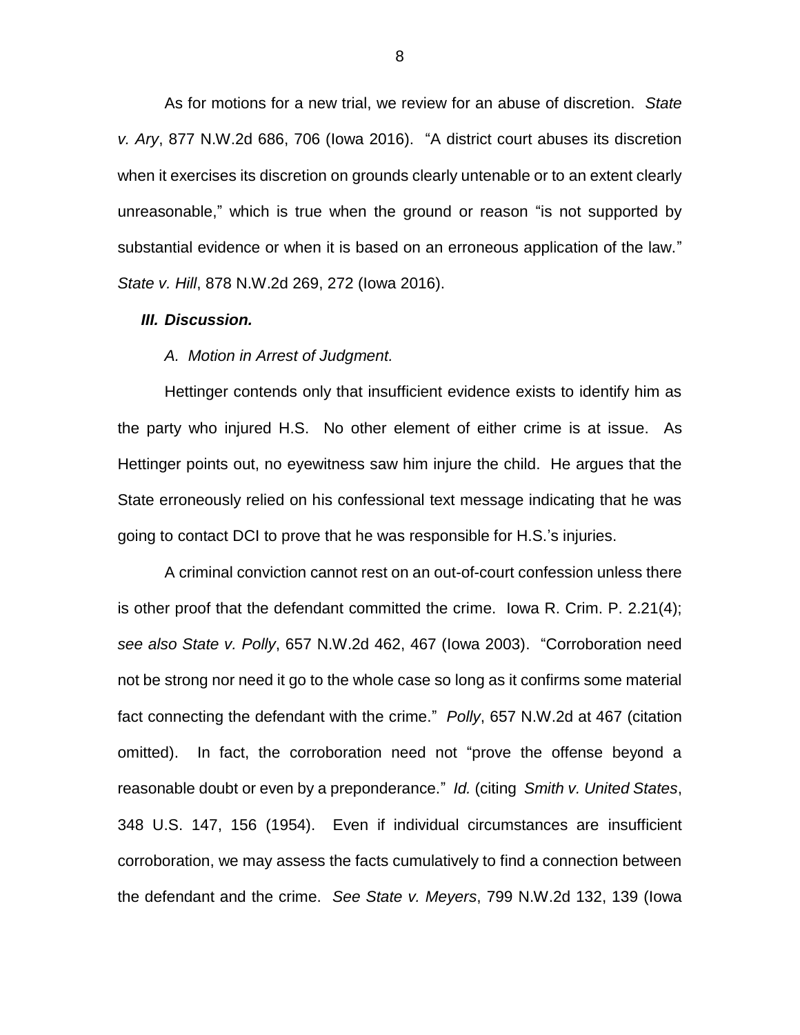As for motions for a new trial, we review for an abuse of discretion. *State v. Ary*, 877 N.W.2d 686, 706 (Iowa 2016). "A district court abuses its discretion when it exercises its discretion on grounds clearly untenable or to an extent clearly unreasonable," which is true when the ground or reason "is not supported by substantial evidence or when it is based on an erroneous application of the law." *State v. Hill*, 878 N.W.2d 269, 272 (Iowa 2016).

### *III. Discussion.*

#### *A. Motion in Arrest of Judgment.*

Hettinger contends only that insufficient evidence exists to identify him as the party who injured H.S. No other element of either crime is at issue. As Hettinger points out, no eyewitness saw him injure the child. He argues that the State erroneously relied on his confessional text message indicating that he was going to contact DCI to prove that he was responsible for H.S.'s injuries.

A criminal conviction cannot rest on an out-of-court confession unless there is other proof that the defendant committed the crime. Iowa R. Crim. P. 2.21(4); *see also State v. Polly*, 657 N.W.2d 462, 467 (Iowa 2003). "Corroboration need not be strong nor need it go to the whole case so long as it confirms some material fact connecting the defendant with the crime." *Polly*, 657 N.W.2d at 467 (citation omitted). In fact, the corroboration need not "prove the offense beyond a reasonable doubt or even by a preponderance." *Id.* (citing *Smith v. United States*, 348 U.S. 147, 156 (1954). Even if individual circumstances are insufficient corroboration, we may assess the facts cumulatively to find a connection between the defendant and the crime. *See State v. Meyers*, 799 N.W.2d 132, 139 (Iowa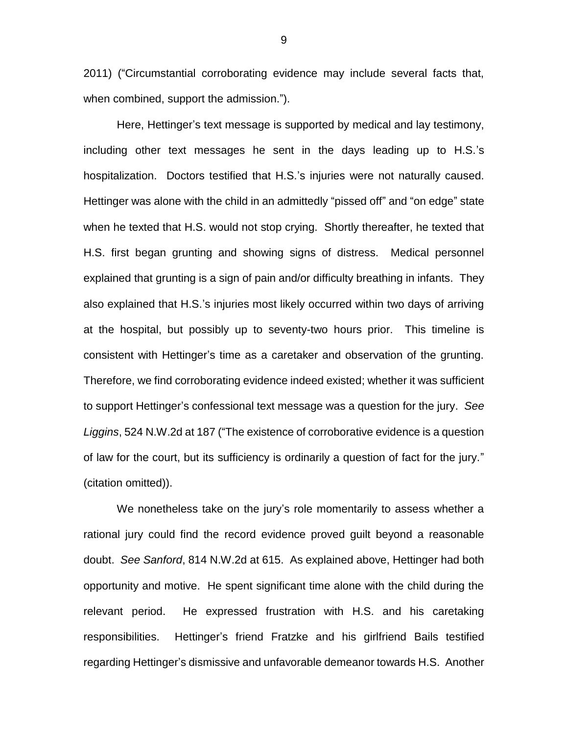2011) ("Circumstantial corroborating evidence may include several facts that, when combined, support the admission.").

Here, Hettinger's text message is supported by medical and lay testimony, including other text messages he sent in the days leading up to H.S.'s hospitalization. Doctors testified that H.S.'s injuries were not naturally caused. Hettinger was alone with the child in an admittedly "pissed off" and "on edge" state when he texted that H.S. would not stop crying. Shortly thereafter, he texted that H.S. first began grunting and showing signs of distress. Medical personnel explained that grunting is a sign of pain and/or difficulty breathing in infants. They also explained that H.S.'s injuries most likely occurred within two days of arriving at the hospital, but possibly up to seventy-two hours prior. This timeline is consistent with Hettinger's time as a caretaker and observation of the grunting. Therefore, we find corroborating evidence indeed existed; whether it was sufficient to support Hettinger's confessional text message was a question for the jury. *See Liggins*, 524 N.W.2d at 187 ("The existence of corroborative evidence is a question of law for the court, but its sufficiency is ordinarily a question of fact for the jury." (citation omitted)).

We nonetheless take on the jury's role momentarily to assess whether a rational jury could find the record evidence proved guilt beyond a reasonable doubt. *See Sanford*, 814 N.W.2d at 615. As explained above, Hettinger had both opportunity and motive. He spent significant time alone with the child during the relevant period. He expressed frustration with H.S. and his caretaking responsibilities. Hettinger's friend Fratzke and his girlfriend Bails testified regarding Hettinger's dismissive and unfavorable demeanor towards H.S. Another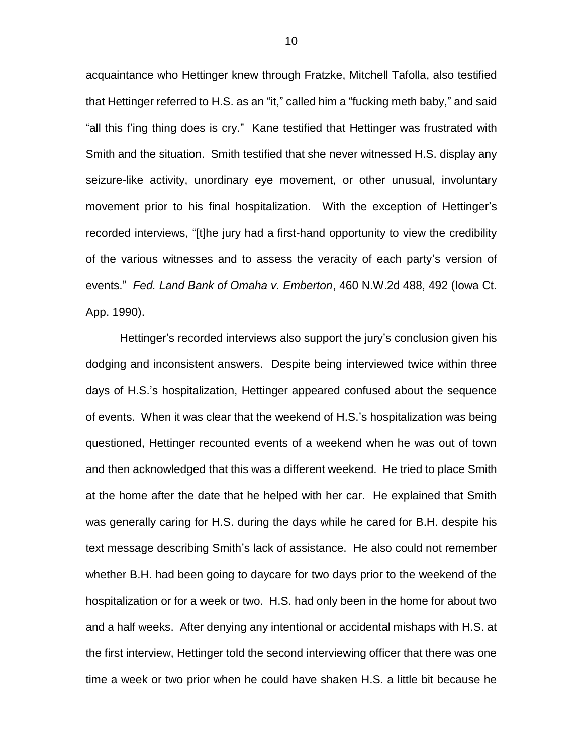acquaintance who Hettinger knew through Fratzke, Mitchell Tafolla, also testified that Hettinger referred to H.S. as an "it," called him a "fucking meth baby," and said "all this f'ing thing does is cry." Kane testified that Hettinger was frustrated with Smith and the situation. Smith testified that she never witnessed H.S. display any seizure-like activity, unordinary eye movement, or other unusual, involuntary movement prior to his final hospitalization. With the exception of Hettinger's recorded interviews, "[t]he jury had a first-hand opportunity to view the credibility of the various witnesses and to assess the veracity of each party's version of events." *Fed. Land Bank of Omaha v. Emberton*, 460 N.W.2d 488, 492 (Iowa Ct. App. 1990).

Hettinger's recorded interviews also support the jury's conclusion given his dodging and inconsistent answers. Despite being interviewed twice within three days of H.S.'s hospitalization, Hettinger appeared confused about the sequence of events. When it was clear that the weekend of H.S.'s hospitalization was being questioned, Hettinger recounted events of a weekend when he was out of town and then acknowledged that this was a different weekend. He tried to place Smith at the home after the date that he helped with her car. He explained that Smith was generally caring for H.S. during the days while he cared for B.H. despite his text message describing Smith's lack of assistance. He also could not remember whether B.H. had been going to daycare for two days prior to the weekend of the hospitalization or for a week or two. H.S. had only been in the home for about two and a half weeks. After denying any intentional or accidental mishaps with H.S. at the first interview, Hettinger told the second interviewing officer that there was one time a week or two prior when he could have shaken H.S. a little bit because he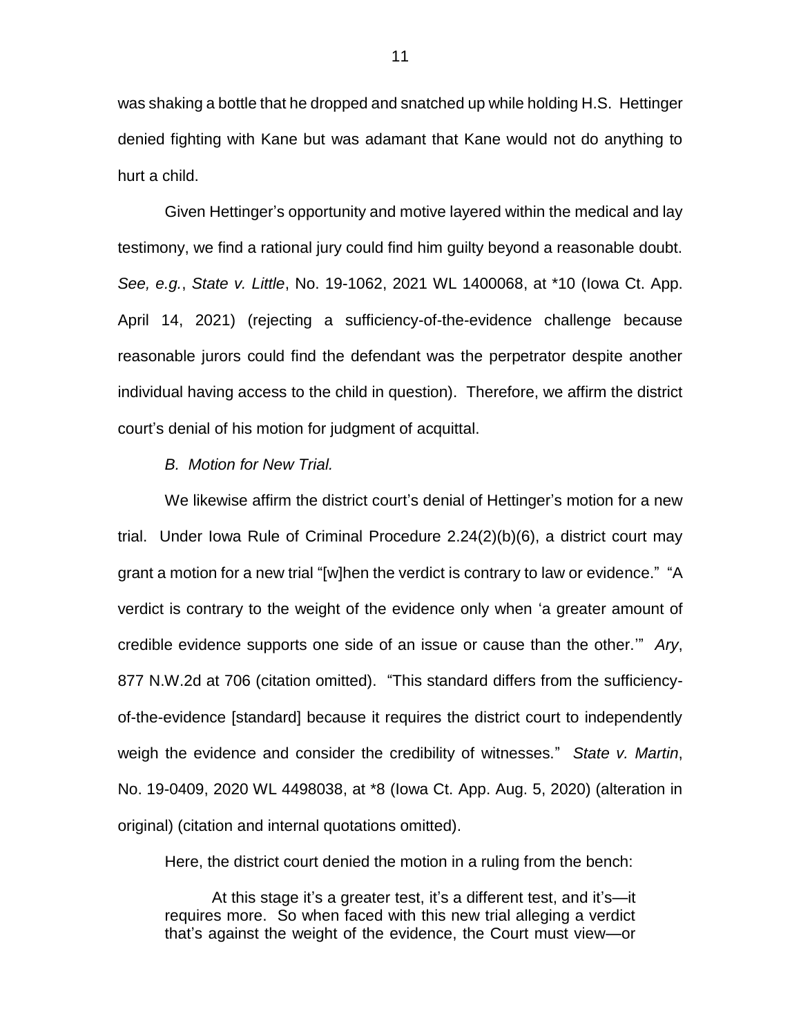was shaking a bottle that he dropped and snatched up while holding H.S. Hettinger denied fighting with Kane but was adamant that Kane would not do anything to hurt a child.

Given Hettinger's opportunity and motive layered within the medical and lay testimony, we find a rational jury could find him guilty beyond a reasonable doubt. *See, e.g.*, *State v. Little*, No. 19-1062, 2021 WL 1400068, at *10 (Iowa Ct. App. April 14, 2021) (rejecting a sufficiency-of-the-evidence challenge because reasonable jurors could find the defendant was the perpetrator despite another individual having access to the child in question). Therefore, we affirm the district court's denial of his motion for judgment of acquittal.

*B. Motion for New Trial.*

We likewise affirm the district court's denial of Hettinger's motion for a new trial. Under Iowa Rule of Criminal Procedure 2.24(2)(b)(6), a district court may grant a motion for a new trial "[w]hen the verdict is contrary to law or evidence." "A verdict is contrary to the weight of the evidence only when 'a greater amount of credible evidence supports one side of an issue or cause than the other.'" *Ary*, 877 N.W.2d at 706 (citation omitted). "This standard differs from the sufficiency-of-the-evidence [standard] because it requires the district court to independently weigh the evidence and consider the credibility of witnesses." *State v. Martin*, No. 19-0409, 2020 WL 4498038, at *8 (Iowa Ct. App. Aug. 5, 2020) (alteration in original) (citation and internal quotations omitted).

Here, the district court denied the motion in a ruling from the bench:

> At this stage it's a greater test, it's a different test, and it's—it requires more. So when faced with this new trial alleging a verdict that's against the weight of the evidence, the Court must view—or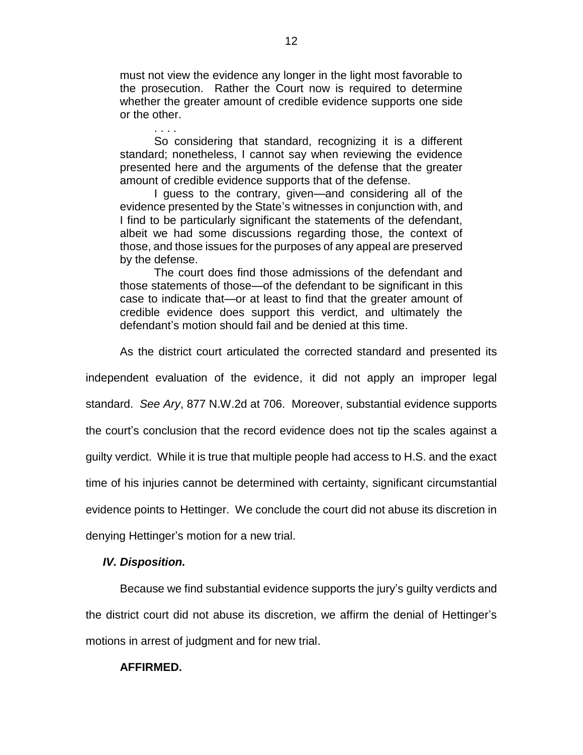> must not view the evidence any longer in the light most favorable to the prosecution. Rather the Court now is required to determine whether the greater amount of credible evidence supports one side or the other.
>
> . . . .
>
> So considering that standard, recognizing it is a different standard; nonetheless, I cannot say when reviewing the evidence presented here and the arguments of the defense that the greater amount of credible evidence supports that of the defense.
>
> I guess to the contrary, given—and considering all of the evidence presented by the State's witnesses in conjunction with, and I find to be particularly significant the statements of the defendant, albeit we had some discussions regarding those, the context of those, and those issues for the purposes of any appeal are preserved by the defense.
>
> The court does find those admissions of the defendant and those statements of those—of the defendant to be significant in this case to indicate that—or at least to find that the greater amount of credible evidence does support this verdict, and ultimately the defendant's motion should fail and be denied at this time.

As the district court articulated the corrected standard and presented its independent evaluation of the evidence, it did not apply an improper legal standard. *See Ary*, 877 N.W.2d at 706. Moreover, substantial evidence supports the court's conclusion that the record evidence does not tip the scales against a guilty verdict. While it is true that multiple people had access to H.S. and the exact time of his injuries cannot be determined with certainty, significant circumstantial evidence points to Hettinger. We conclude the court did not abuse its discretion in denying Hettinger's motion for a new trial.

### *IV. Disposition.*

Because we find substantial evidence supports the jury's guilty verdicts and the district court did not abuse its discretion, we affirm the denial of Hettinger's motions in arrest of judgment and for new trial.

**AFFIRMED.**